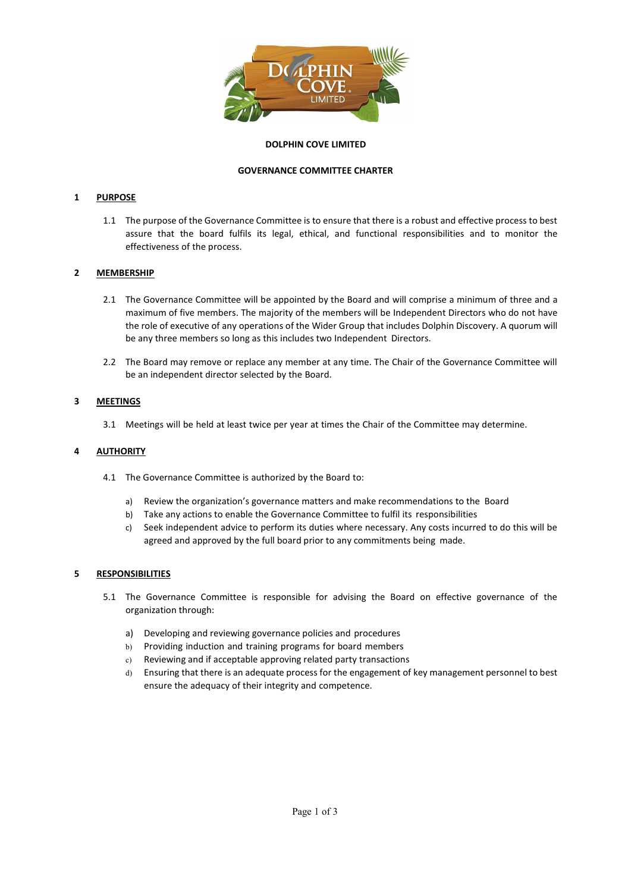**DOLPHIN COVE LIMITED**

**GOVERNANCE COMMITTEE CHARTER**

## 1 PURPOSE

1.1 The purpose of the Governance Committee is to ensure that there is a robust and effective process to best assure that the board fulfils its legal, ethical, and functional responsibilities and to monitor the effectiveness of the process.

## 2 MEMBERSHIP

2.1 The Governance Committee will be appointed by the Board and will comprise a minimum of three and a maximum of five members. The majority of the members will be Independent Directors who do not have the role of executive of any operations of the Wider Group that includes Dolphin Discovery. A quorum will be any three members so long as this includes two Independent Directors.

2.2 The Board may remove or replace any member at any time. The Chair of the Governance Committee will be an independent director selected by the Board.

## 3 MEETINGS

3.1 Meetings will be held at least twice per year at times the Chair of the Committee may determine.

## 4 AUTHORITY

4.1 The Governance Committee is authorized by the Board to:

a) Review the organization's governance matters and make recommendations to the Board
b) Take any actions to enable the Governance Committee to fulfil its responsibilities
c) Seek independent advice to perform its duties where necessary. Any costs incurred to do this will be agreed and approved by the full board prior to any commitments being made.

## 5 RESPONSIBILITIES

5.1 The Governance Committee is responsible for advising the Board on effective governance of the organization through:

a) Developing and reviewing governance policies and procedures
b) Providing induction and training programs for board members
c) Reviewing and if acceptable approving related party transactions
d) Ensuring that there is an adequate process for the engagement of key management personnel to best ensure the adequacy of their integrity and competence.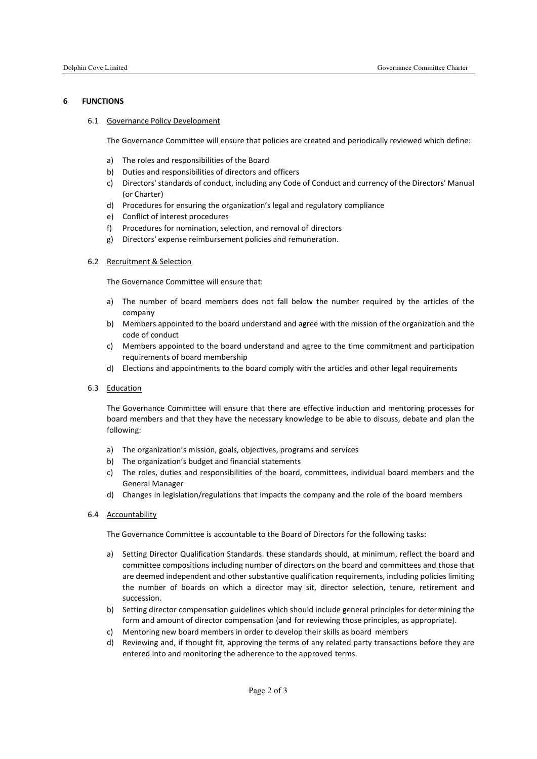## 6 FUNCTIONS

### 6.1 Governance Policy Development

The Governance Committee will ensure that policies are created and periodically reviewed which define:

a) The roles and responsibilities of the Board
b) Duties and responsibilities of directors and officers
c) Directors' standards of conduct, including any Code of Conduct and currency of the Directors' Manual (or Charter)
d) Procedures for ensuring the organization's legal and regulatory compliance
e) Conflict of interest procedures
f) Procedures for nomination, selection, and removal of directors
g) Directors' expense reimbursement policies and remuneration.

### 6.2 Recruitment & Selection

The Governance Committee will ensure that:

a) The number of board members does not fall below the number required by the articles of the company
b) Members appointed to the board understand and agree with the mission of the organization and the code of conduct
c) Members appointed to the board understand and agree to the time commitment and participation requirements of board membership
d) Elections and appointments to the board comply with the articles and other legal requirements

### 6.3 Education

The Governance Committee will ensure that there are effective induction and mentoring processes for board members and that they have the necessary knowledge to be able to discuss, debate and plan the following:

a) The organization's mission, goals, objectives, programs and services
b) The organization's budget and financial statements
c) The roles, duties and responsibilities of the board, committees, individual board members and the General Manager
d) Changes in legislation/regulations that impacts the company and the role of the board members

### 6.4 Accountability

The Governance Committee is accountable to the Board of Directors for the following tasks:

a) Setting Director Qualification Standards. these standards should, at minimum, reflect the board and committee compositions including number of directors on the board and committees and those that are deemed independent and other substantive qualification requirements, including policies limiting the number of boards on which a director may sit, director selection, tenure, retirement and succession.
b) Setting director compensation guidelines which should include general principles for determining the form and amount of director compensation (and for reviewing those principles, as appropriate).
c) Mentoring new board members in order to develop their skills as board members
d) Reviewing and, if thought fit, approving the terms of any related party transactions before they are entered into and monitoring the adherence to the approved terms.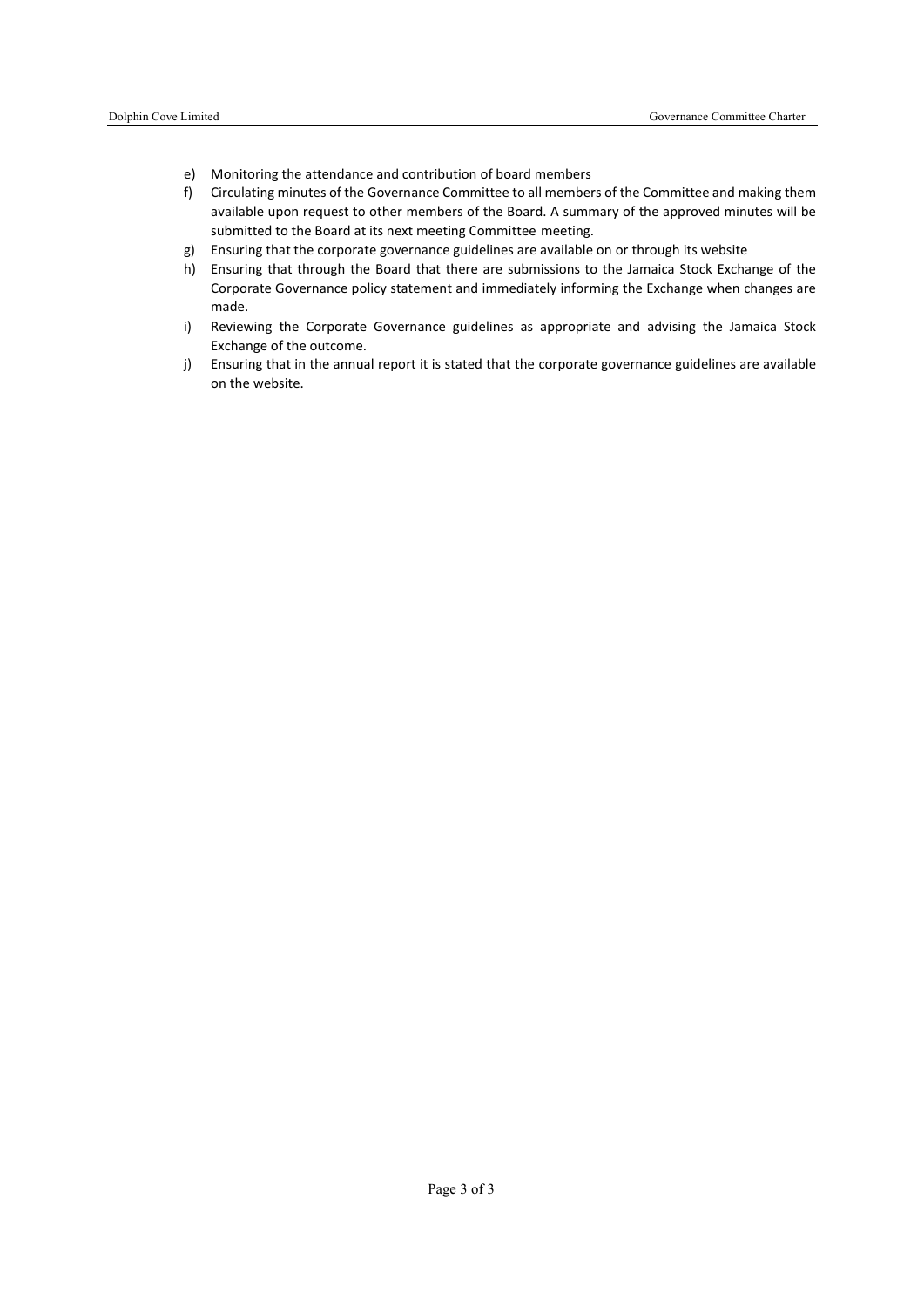e) Monitoring the attendance and contribution of board members
f) Circulating minutes of the Governance Committee to all members of the Committee and making them available upon request to other members of the Board. A summary of the approved minutes will be submitted to the Board at its next meeting Committee meeting.
g) Ensuring that the corporate governance guidelines are available on or through its website
h) Ensuring that through the Board that there are submissions to the Jamaica Stock Exchange of the Corporate Governance policy statement and immediately informing the Exchange when changes are made.
i) Reviewing the Corporate Governance guidelines as appropriate and advising the Jamaica Stock Exchange of the outcome.
j) Ensuring that in the annual report it is stated that the corporate governance guidelines are available on the website.